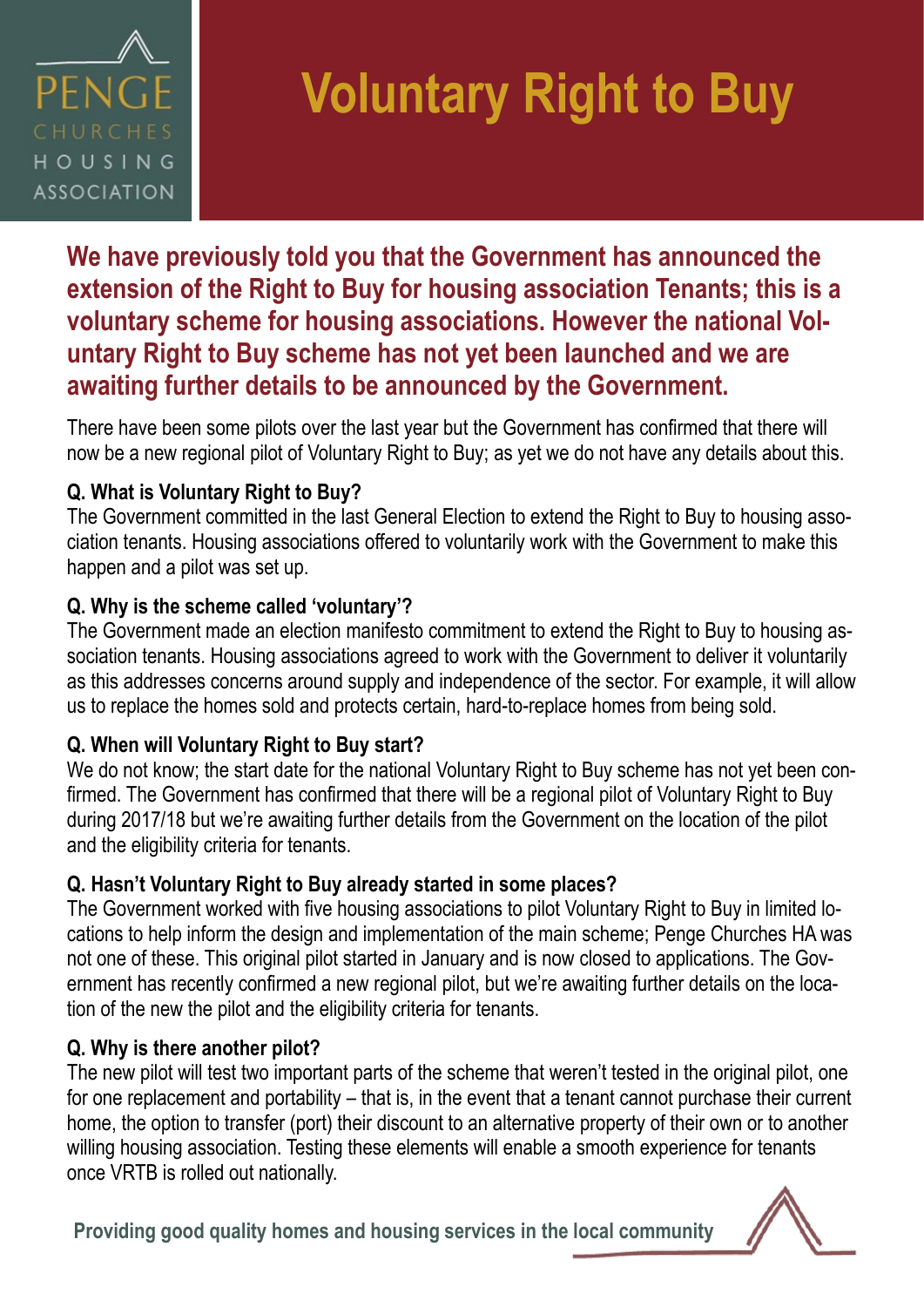PENGE CHURCHES HOUSING ASSOCIATION

# Voluntary Right to Buy

**We have previously told you that the Government has announced the extension of the Right to Buy for housing association Tenants; this is a voluntary scheme for housing associations. However the national Voluntary Right to Buy scheme has not yet been launched and we are awaiting further details to be announced by the Government.**

There have been some pilots over the last year but the Government has confirmed that there will now be a new regional pilot of Voluntary Right to Buy; as yet we do not have any details about this.

**Q. What is Voluntary Right to Buy?**
The Government committed in the last General Election to extend the Right to Buy to housing association tenants. Housing associations offered to voluntarily work with the Government to make this happen and a pilot was set up.

**Q. Why is the scheme called 'voluntary'?**
The Government made an election manifesto commitment to extend the Right to Buy to housing association tenants. Housing associations agreed to work with the Government to deliver it voluntarily as this addresses concerns around supply and independence of the sector. For example, it will allow us to replace the homes sold and protects certain, hard-to-replace homes from being sold.

**Q. When will Voluntary Right to Buy start?**
We do not know; the start date for the national Voluntary Right to Buy scheme has not yet been confirmed. The Government has confirmed that there will be a regional pilot of Voluntary Right to Buy during 2017/18 but we're awaiting further details from the Government on the location of the pilot and the eligibility criteria for tenants.

**Q. Hasn't Voluntary Right to Buy already started in some places?**
The Government worked with five housing associations to pilot Voluntary Right to Buy in limited locations to help inform the design and implementation of the main scheme; Penge Churches HA was not one of these. This original pilot started in January and is now closed to applications. The Government has recently confirmed a new regional pilot, but we're awaiting further details on the location of the new the pilot and the eligibility criteria for tenants.

**Q. Why is there another pilot?**
The new pilot will test two important parts of the scheme that weren't tested in the original pilot, one for one replacement and portability – that is, in the event that a tenant cannot purchase their current home, the option to transfer (port) their discount to an alternative property of their own or to another willing housing association. Testing these elements will enable a smooth experience for tenants once VRTB is rolled out nationally.

**Providing good quality homes and housing services in the local community**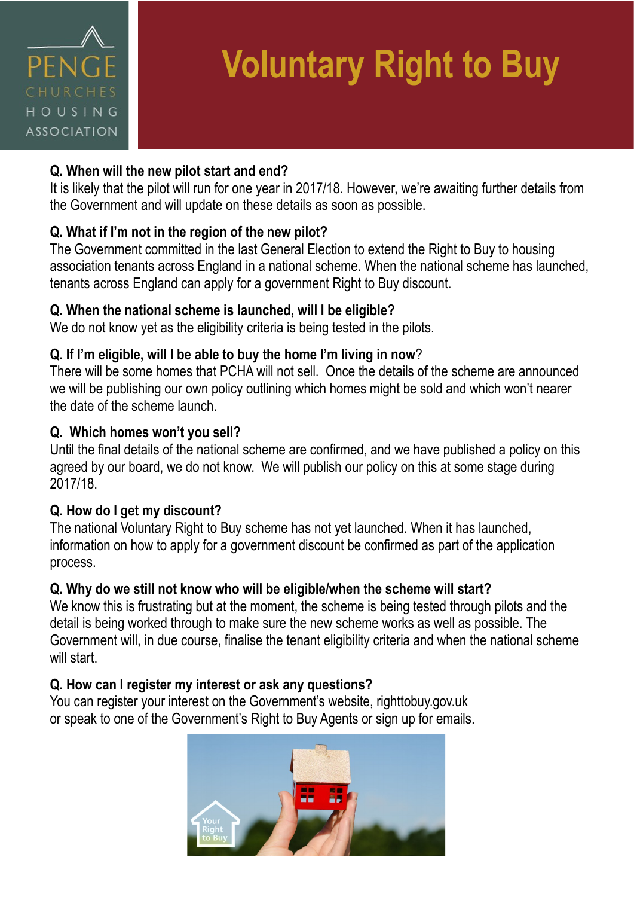PENGE CHURCHES HOUSING ASSOCIATION

# Voluntary Right to Buy

**Q. When will the new pilot start and end?**
It is likely that the pilot will run for one year in 2017/18. However, we're awaiting further details from the Government and will update on these details as soon as possible.

**Q. What if I'm not in the region of the new pilot?**
The Government committed in the last General Election to extend the Right to Buy to housing association tenants across England in a national scheme. When the national scheme has launched, tenants across England can apply for a government Right to Buy discount.

**Q. When the national scheme is launched, will I be eligible?**
We do not know yet as the eligibility criteria is being tested in the pilots.

**Q. If I'm eligible, will I be able to buy the home I'm living in now?**
There will be some homes that PCHA will not sell. Once the details of the scheme are announced we will be publishing our own policy outlining which homes might be sold and which won't nearer the date of the scheme launch.

**Q. Which homes won't you sell?**
Until the final details of the national scheme are confirmed, and we have published a policy on this agreed by our board, we do not know. We will publish our policy on this at some stage during 2017/18.

**Q. How do I get my discount?**
The national Voluntary Right to Buy scheme has not yet launched. When it has launched, information on how to apply for a government discount be confirmed as part of the application process.

**Q. Why do we still not know who will be eligible/when the scheme will start?**
We know this is frustrating but at the moment, the scheme is being tested through pilots and the detail is being worked through to make sure the new scheme works as well as possible. The Government will, in due course, finalise the tenant eligibility criteria and when the national scheme will start.

**Q. How can I register my interest or ask any questions?**
You can register your interest on the Government's website, righttobuy.gov.uk or speak to one of the Government's Right to Buy Agents or sign up for emails.